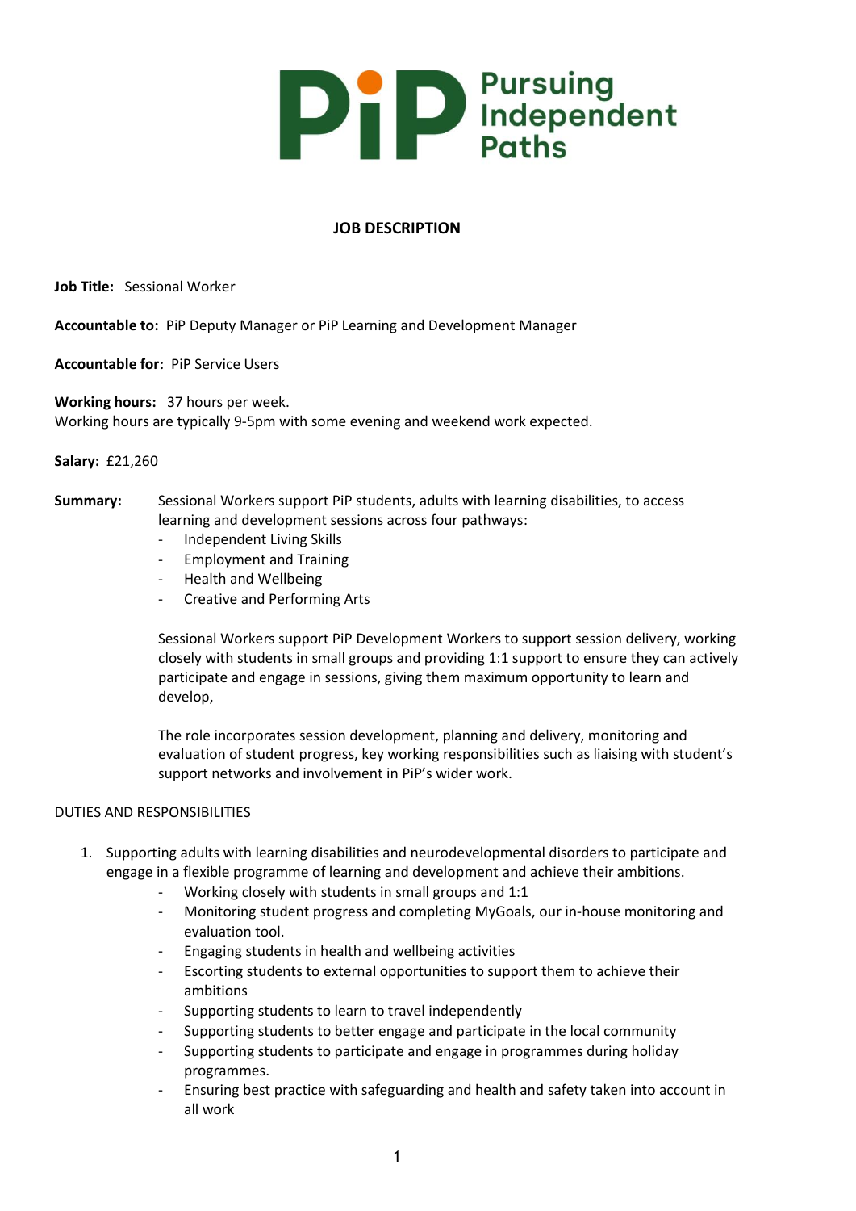PiP Pursuing Independent Paths

# JOB DESCRIPTION

**Job Title:** Sessional Worker

**Accountable to:** PiP Deputy Manager or PiP Learning and Development Manager

**Accountable for:** PiP Service Users

**Working hours:** 37 hours per week.
Working hours are typically 9-5pm with some evening and weekend work expected.

**Salary:** £21,260

**Summary:** Sessional Workers support PiP students, adults with learning disabilities, to access learning and development sessions across four pathways:

- Independent Living Skills
- Employment and Training
- Health and Wellbeing
- Creative and Performing Arts

Sessional Workers support PiP Development Workers to support session delivery, working closely with students in small groups and providing 1:1 support to ensure they can actively participate and engage in sessions, giving them maximum opportunity to learn and develop,

The role incorporates session development, planning and delivery, monitoring and evaluation of student progress, key working responsibilities such as liaising with student's support networks and involvement in PiP's wider work.

DUTIES AND RESPONSIBILITIES

1. Supporting adults with learning disabilities and neurodevelopmental disorders to participate and engage in a flexible programme of learning and development and achieve their ambitions.
    - Working closely with students in small groups and 1:1
    - Monitoring student progress and completing MyGoals, our in-house monitoring and evaluation tool.
    - Engaging students in health and wellbeing activities
    - Escorting students to external opportunities to support them to achieve their ambitions
    - Supporting students to learn to travel independently
    - Supporting students to better engage and participate in the local community
    - Supporting students to participate and engage in programmes during holiday programmes.
    - Ensuring best practice with safeguarding and health and safety taken into account in all work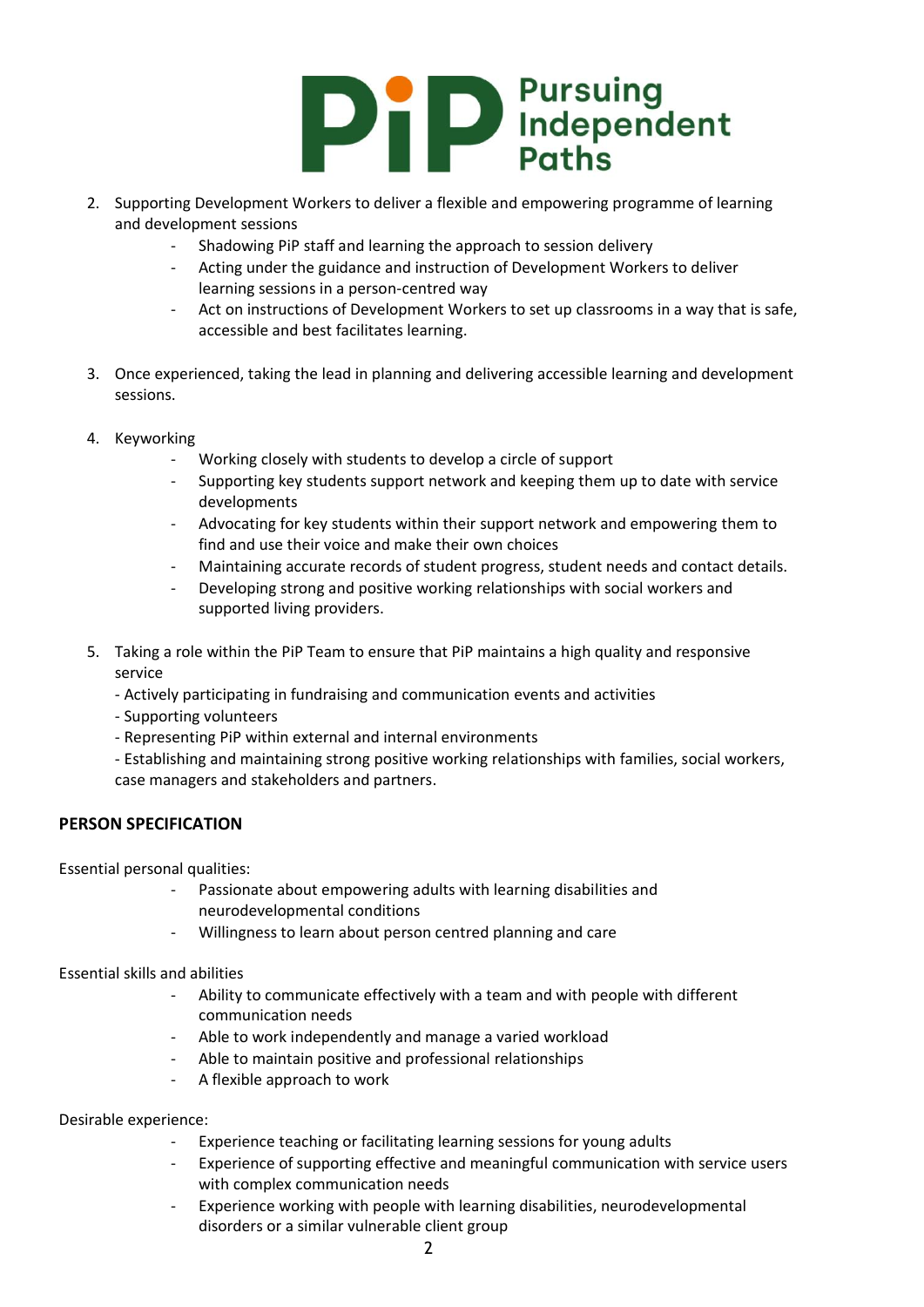2. Supporting Development Workers to deliver a flexible and empowering programme of learning and development sessions
    - Shadowing PiP staff and learning the approach to session delivery
    - Acting under the guidance and instruction of Development Workers to deliver learning sessions in a person-centred way
    - Act on instructions of Development Workers to set up classrooms in a way that is safe, accessible and best facilitates learning.

3. Once experienced, taking the lead in planning and delivering accessible learning and development sessions.

4. Keyworking
    - Working closely with students to develop a circle of support
    - Supporting key students support network and keeping them up to date with service developments
    - Advocating for key students within their support network and empowering them to find and use their voice and make their own choices
    - Maintaining accurate records of student progress, student needs and contact details.
    - Developing strong and positive working relationships with social workers and supported living providers.

5. Taking a role within the PiP Team to ensure that PiP maintains a high quality and responsive service
    - Actively participating in fundraising and communication events and activities
    - Supporting volunteers
    - Representing PiP within external and internal environments
    - Establishing and maintaining strong positive working relationships with families, social workers, case managers and stakeholders and partners.

## PERSON SPECIFICATION

Essential personal qualities:

- Passionate about empowering adults with learning disabilities and neurodevelopmental conditions
- Willingness to learn about person centred planning and care

Essential skills and abilities

- Ability to communicate effectively with a team and with people with different communication needs
- Able to work independently and manage a varied workload
- Able to maintain positive and professional relationships
- A flexible approach to work

Desirable experience:

- Experience teaching or facilitating learning sessions for young adults
- Experience of supporting effective and meaningful communication with service users with complex communication needs
- Experience working with people with learning disabilities, neurodevelopmental disorders or a similar vulnerable client group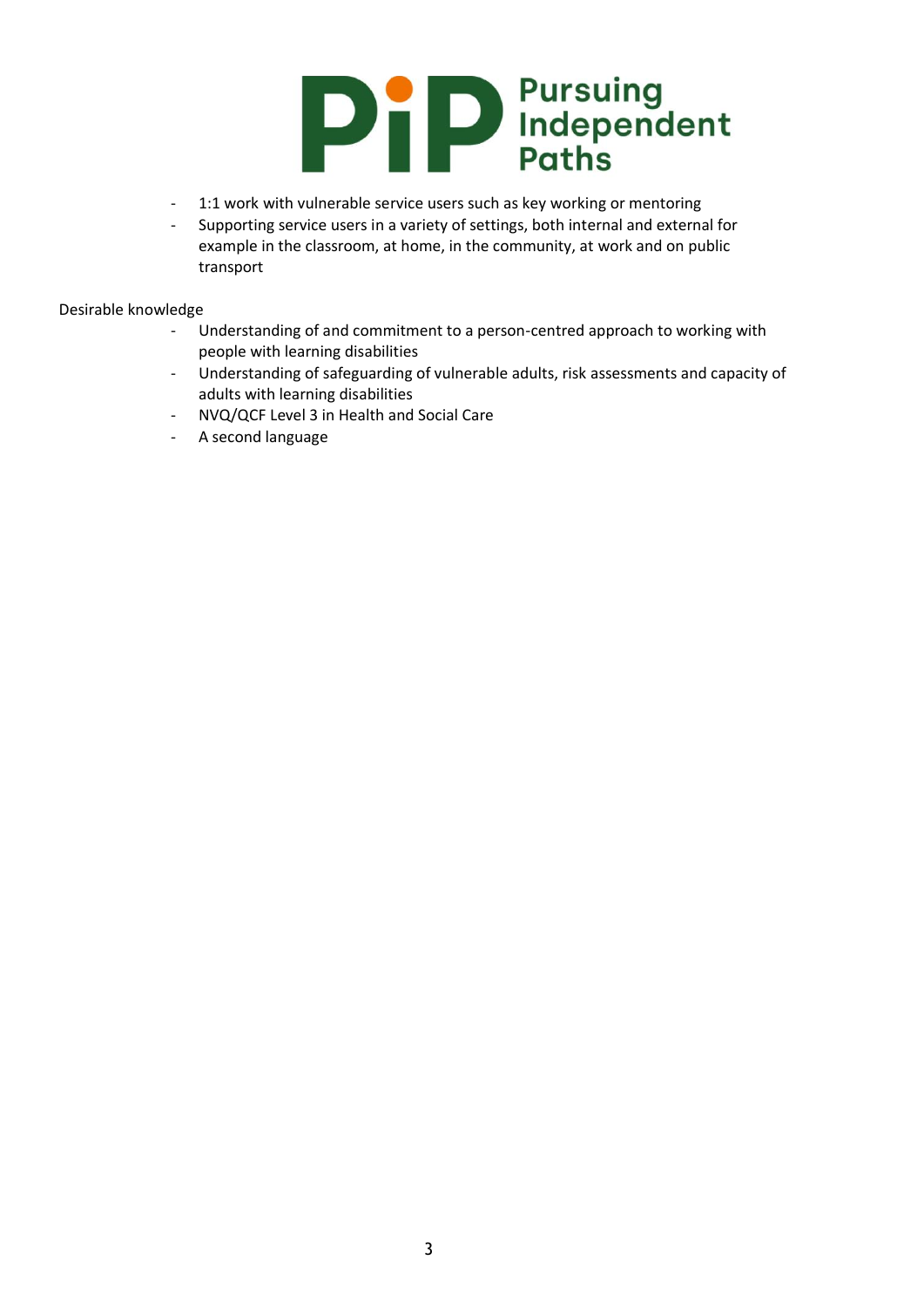- 1:1 work with vulnerable service users such as key working or mentoring
- Supporting service users in a variety of settings, both internal and external for example in the classroom, at home, in the community, at work and on public transport

Desirable knowledge

- Understanding of and commitment to a person-centred approach to working with people with learning disabilities
- Understanding of safeguarding of vulnerable adults, risk assessments and capacity of adults with learning disabilities
- NVQ/QCF Level 3 in Health and Social Care
- A second language